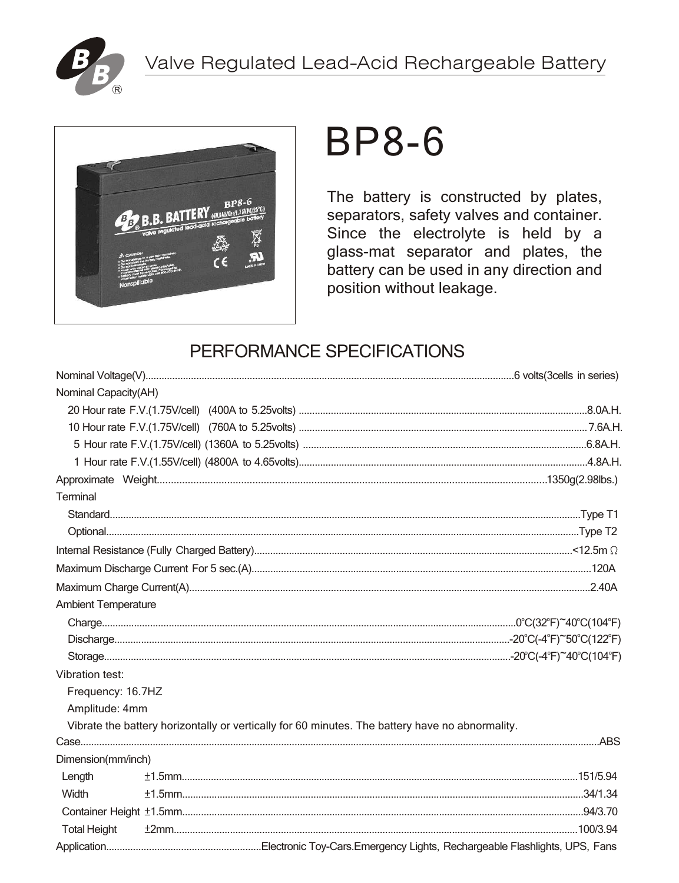# Valve Regulated Lead-Acid Rechargeable Battery

# BP8-6

The battery is constructed by plates, separators, safety valves and container. Since the electrolyte is held by a glass-mat separator and plates, the battery can be used in any direction and position without leakage.

## PERFORMANCE SPECIFICATIONS

Nominal Voltage(V)........6 volts(3cells in series)

Nominal Capacity(AH)

- 20 Hour rate F.V.(1.75V/cell) (400A to 5.25volts) ........8.0A.H.
- 10 Hour rate F.V.(1.75V/cell) (760A to 5.25volts) ........7.6A.H.
- 5 Hour rate F.V.(1.75V/cell) (1360A to 5.25volts) ........6.8A.H.
- 1 Hour rate F.V.(1.55V/cell) (4800A to 4.65volts)........4.8A.H.

Approximate Weight........1350g(2.98lbs.)

Terminal

- Standard........Type T1
- Optional........Type T2

Internal Resistance (Fully Charged Battery)........<12.5m Ω

Maximum Discharge Current For 5 sec.(A)........120A

Maximum Charge Current(A)........2.40A

Ambient Temperature

- Charge........0°C(32°F)~40°C(104°F)
- Discharge........-20°C(-4°F)~50°C(122°F)
- Storage........-20°C(-4°F)~40°C(104°F)

Vibration test:

- Frequency: 16.7HZ
- Amplitude: 4mm
- Vibrate the battery horizontally or vertically for 60 minutes. The battery have no abnormality.

Case........ABS

Dimension(mm/inch)

- Length ±1.5mm........151/5.94
- Width ±1.5mm........34/1.34
- Container Height ±1.5mm........94/3.70
- Total Height ±2mm........100/3.94

Application........Electronic Toy-Cars.Emergency Lights, Rechargeable Flashlights, UPS, Fans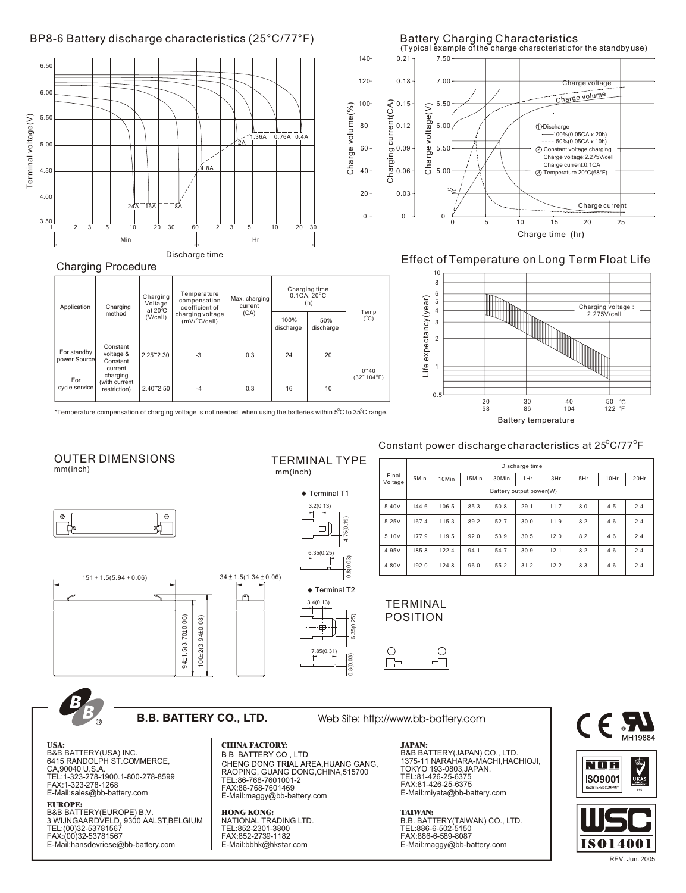## BP8-6 Battery discharge characteristics (25°C/77°F)

Terminal voltage(V)

6.50
6.00
5.50
5.00
4.50
4.00
3.50

24A 16A 8A 4.8A 2A 1.36A 0.76A 0.4A

1 2 3 5 10 20 30 60 2 3 5 10 20 30

Min Hr

Discharge time

## Battery Charging Characteristics

(Typical example of the charge characteristic for the standby use)

Charge volume(%) 0 20 40 60 80 100 120 140

Charging current(CA) 0 0.03 0.06 0.09 0.12 0.15 0.18 0.21

Charge voltage(V) 0 5.00 5.50 6.00 6.50 7.00 7.50

Charge voltage

Charge volume

Charge current

① Discharge
100%(0.05CA x 20h)
50%(0.05CA x 10h)
② Constant voltage charging
Charge voltage:2.275V/cell
Charge current:0.1CA
③ Temperature 20°C(68°F)

0 5 10 15 20 25

Charge time (hr)

## Charging Procedure

| Application | Charging method | Charging Voltage at 20°C (V/cell) | Temperature compensation coefficient of charging voltage (mV/°C/cell) | Max. charging current (CA) | Charging time 0.1CA, 20°C (h) | | Temp (°C) |
|---|---|---|---|---|---|---|---|
| | | | | | 100% discharge | 50% discharge | |
| For standby power Source | Constant voltage & Constant current charging (with current restriction) | 2.25~2.30 | -3 | 0.3 | 24 | 20 | 0~40 (32~104°F) |
| For cycle service | | 2.40~2.50 | -4 | 0.3 | 16 | 10 | |

*Temperature compensation of charging voltage is not needed, when using the batteries within 5°C to 35°C range.

## Effect of Temperature on Long Term Float Life

Life expectancy(year)

10 8 6 5 4 3 2 1 0.5

Charging voltage : 2.275V/cell

20 30 40 50 °C
68 86 104 122 °F

Battery temperature

## Constant power discharge characteristics at 25°C/77°F

| Final Voltage | Discharge time | | | | | | | | |
|---|---|---|---|---|---|---|---|---|---|
| | 5Min | 10Min | 15Min | 30Min | 1Hr | 3Hr | 5Hr | 10Hr | 20Hr |
| | Battery output power(W) | | | | | | | | |
| 5.40V | 144.6 | 106.5 | 85.3 | 50.8 | 29.1 | 11.7 | 8.0 | 4.5 | 2.4 |
| 5.25V | 167.4 | 115.3 | 89.2 | 52.7 | 30.0 | 11.9 | 8.2 | 4.6 | 2.4 |
| 5.10V | 177.9 | 119.5 | 92.0 | 53.9 | 30.5 | 12.0 | 8.2 | 4.6 | 2.4 |
| 4.95V | 185.8 | 122.4 | 94.1 | 54.7 | 30.9 | 12.1 | 8.2 | 4.6 | 2.4 |
| 4.80V | 192.0 | 124.8 | 96.0 | 55.2 | 31.2 | 12.2 | 8.3 | 4.6 | 2.4 |

## OUTER DIMENSIONS

mm(inch)

151 ± 1.5(5.94 ± 0.06)

34 ± 1.5(1.34 ± 0.06)

94±1.5(3.70±0.06)

100±2(3.94±0.08)

## TERMINAL TYPE

mm(inch)

◆ Terminal T1

3.2(0.13)

4.75(0.19)

6.35(0.25)

0.8(0.03)

◆ Terminal T2

3.4(0.13)

6.35(0.25)

7.85(0.31)

0.8(0.03)

## TERMINAL POSITION

---

**B.B. BATTERY CO., LTD.**

Web Site: http://www.bb-battery.com

**USA:**
B&B BATTERY(USA) INC.
6415 RANDOLPH ST.COMMERCE, CA,90040 U.S.A.
TEL:1-323-278-1900.1-800-278-8599
FAX:1-323-278-1268
E-Mail:sales@bb-battery.com

**EUROPE:**
B&B BATTERY(EUROPE) B.V.
3 WIJNGAARDVELD, 9300 AALST,BELGIUM
TEL:(00)32-53781567
FAX:(00)32-53781567
E-Mail:hansdevriese@bb-battery.com

**CHINA FACTORY:**
B.B. BATTERY CO., LTD.
CHENG DONG TRIAL AREA,HUANG GANG, RAOPING, GUANG DONG,CHINA,515700
TEL:86-768-7601001-2
FAX:86-768-7601469
E-Mail:maggy@bb-battery.com

**HONG KONG:**
NATIONAL TRADING LTD.
TEL:852-2301-3800
FAX:852-2739-1182
E-Mail:bbhk@hkstar.com

**JAPAN:**
B&B BATTERY(JAPAN) CO., LTD.
1375-11 NARAHARA-MACHI,HACHIOJI, TOKYO 193-0803,JAPAN.
TEL:81-426-25-6375
FAX:81-426-25-6375
E-Mail:miyata@bb-battery.com

**TAIWAN:**
B.B. BATTERY(TAIWAN) CO., LTD.
TEL:886-6-502-5150
FAX:886-6-589-8087
E-Mail:maggy@bb-battery.com

MH19884

ISO9001 REGISTERED COMPANY

ISO14001

REV. Jun. 2005